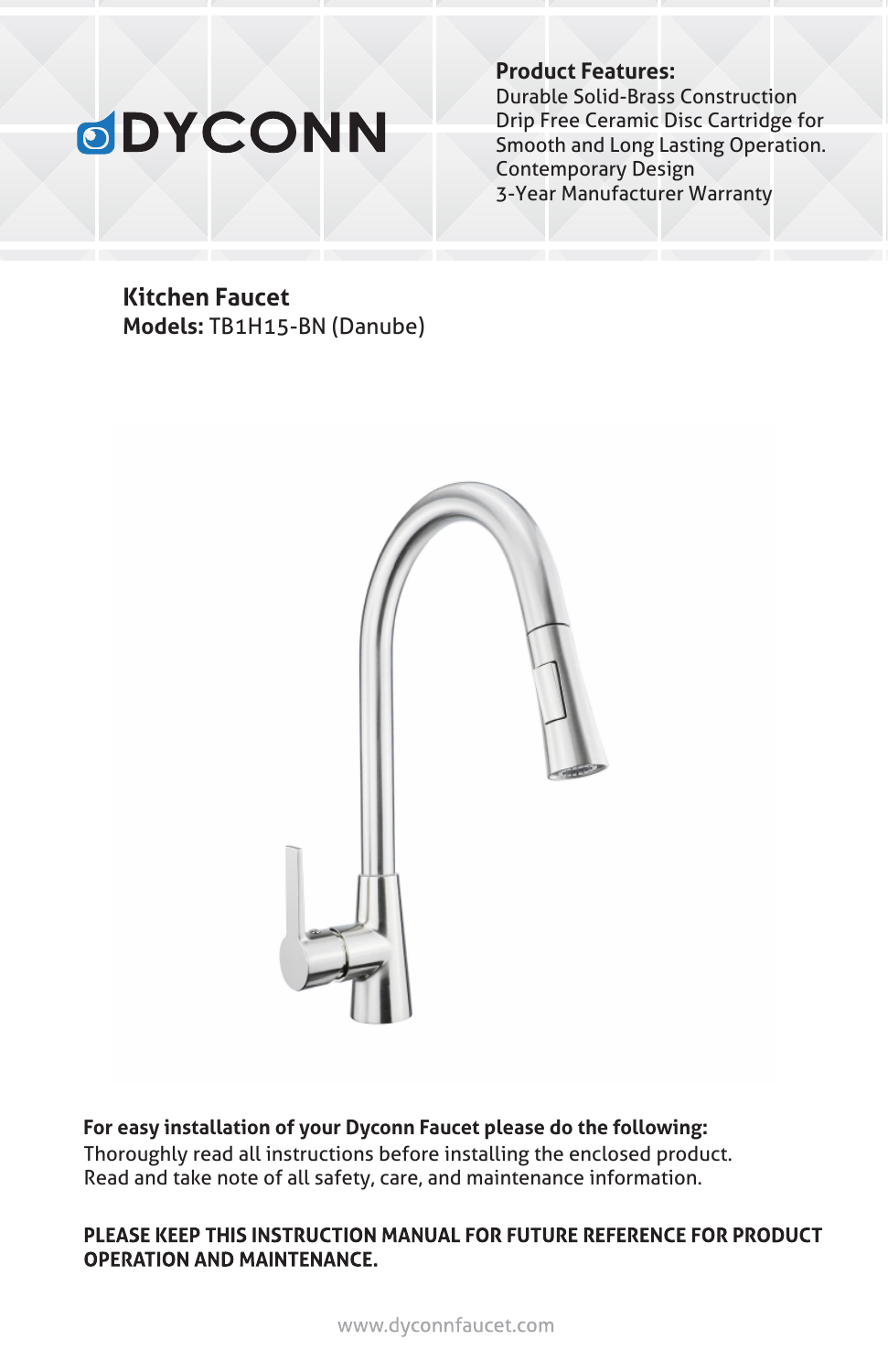# DYCONN

**Product Features:**
Durable Solid-Brass Construction
Drip Free Ceramic Disc Cartridge for Smooth and Long Lasting Operation.
Contemporary Design
3-Year Manufacturer Warranty

## Kitchen Faucet

**Models:** TB1H15-BN (Danube)

**For easy installation of your Dyconn Faucet please do the following:**
Thoroughly read all instructions before installing the enclosed product.
Read and take note of all safety, care, and maintenance information.

**PLEASE KEEP THIS INSTRUCTION MANUAL FOR FUTURE REFERENCE FOR PRODUCT OPERATION AND MAINTENANCE.**

www.dyconnfaucet.com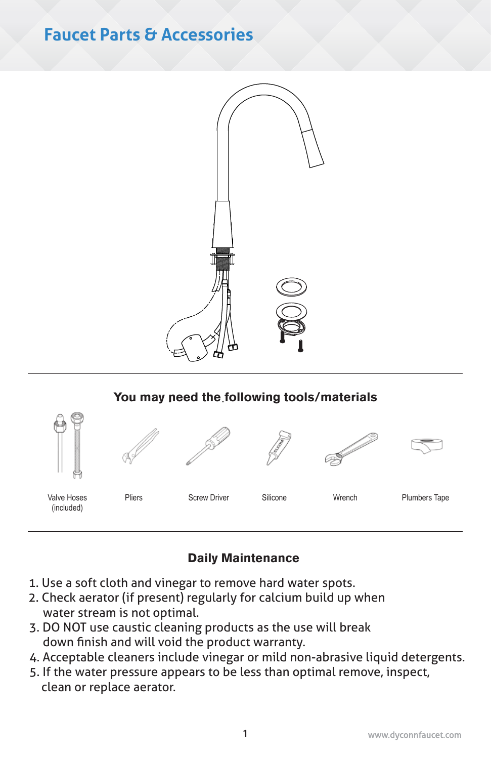# Faucet Parts & Accessories

## You may need the following tools/materials

Valve Hoses (included)

Pliers

Screw Driver

Silicone

Wrench

Plumbers Tape

## Daily Maintenance

1. Use a soft cloth and vinegar to remove hard water spots.
2. Check aerator (if present) regularly for calcium build up when water stream is not optimal.
3. DO NOT use caustic cleaning products as the use will break down finish and will void the product warranty.
4. Acceptable cleaners include vinegar or mild non-abrasive liquid detergents.
5. If the water pressure appears to be less than optimal remove, inspect, clean or replace aerator.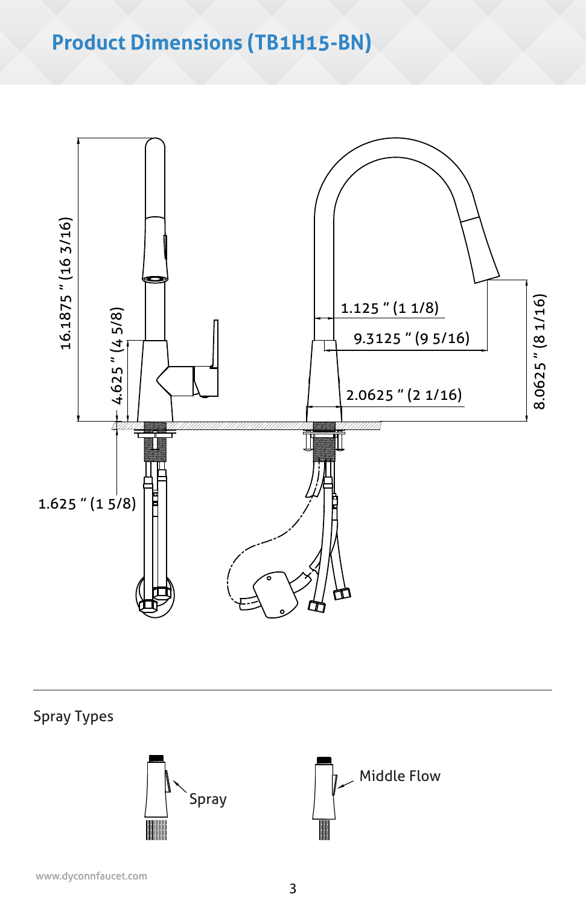# Product Dimensions (TB1H15-BN)

16.1875 " (16 3/16)

4.625 " (4 5/8)

1.625 " (1 5/8)

1.125 " (1 1/8)

9.3125 " (9 5/16)

2.0625 " (2 1/16)

8.0625 " (8 1/16)

## Spray Types

Spray

Middle Flow

www.dyconnfaucet.com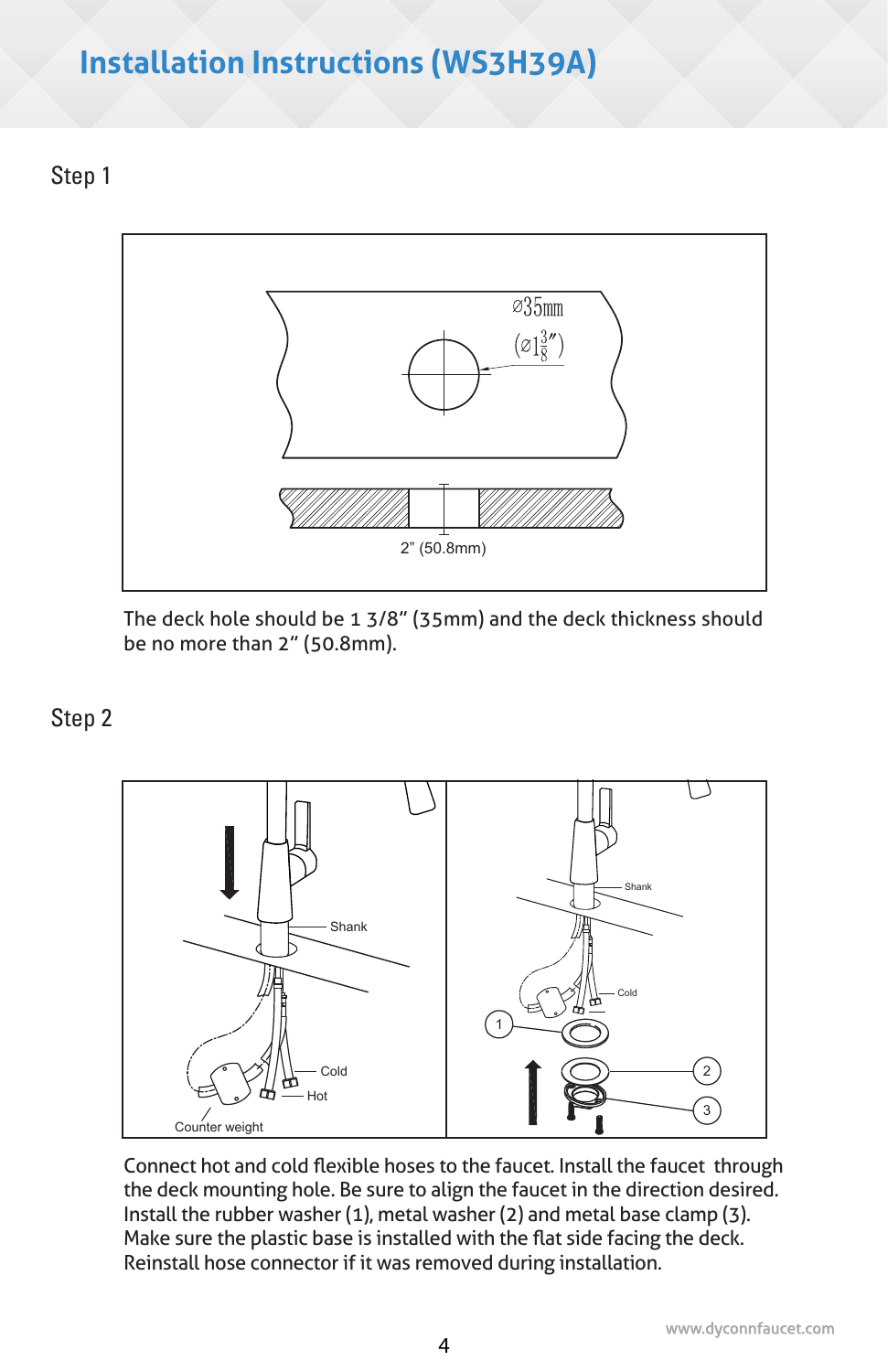# Installation Instructions (WS3H39A)

## Step 1

The deck hole should be 1 3/8" (35mm) and the deck thickness should be no more than 2" (50.8mm).

## Step 2

Connect hot and cold flexible hoses to the faucet. Install the faucet through the deck mounting hole. Be sure to align the faucet in the direction desired. Install the rubber washer (1), metal washer (2) and metal base clamp (3). Make sure the plastic base is installed with the flat side facing the deck. Reinstall hose connector if it was removed during installation.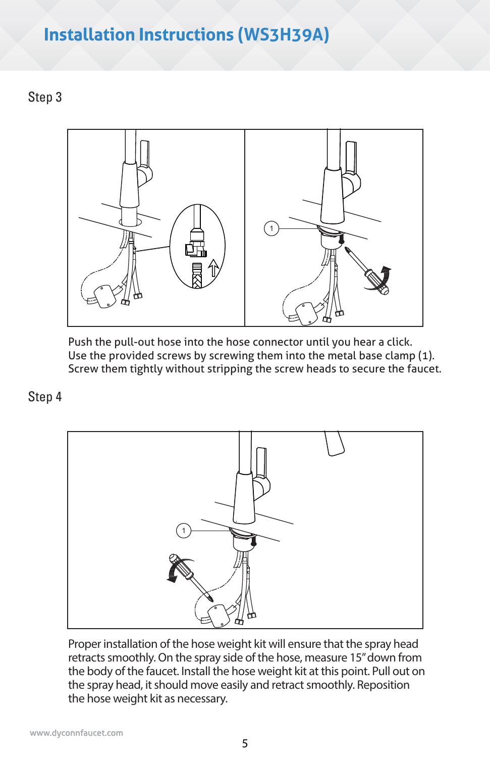# Installation Instructions (WS3H39A)

## Step 3

Push the pull-out hose into the hose connector until you hear a click.
Use the provided screws by screwing them into the metal base clamp (1).
Screw them tightly without stripping the screw heads to secure the faucet.

## Step 4

Proper installation of the hose weight kit will ensure that the spray head retracts smoothly. On the spray side of the hose, measure 15" down from the body of the faucet. Install the hose weight kit at this point. Pull out on the spray head, it should move easily and retract smoothly. Reposition the hose weight kit as necessary.

www.dyconnfaucet.com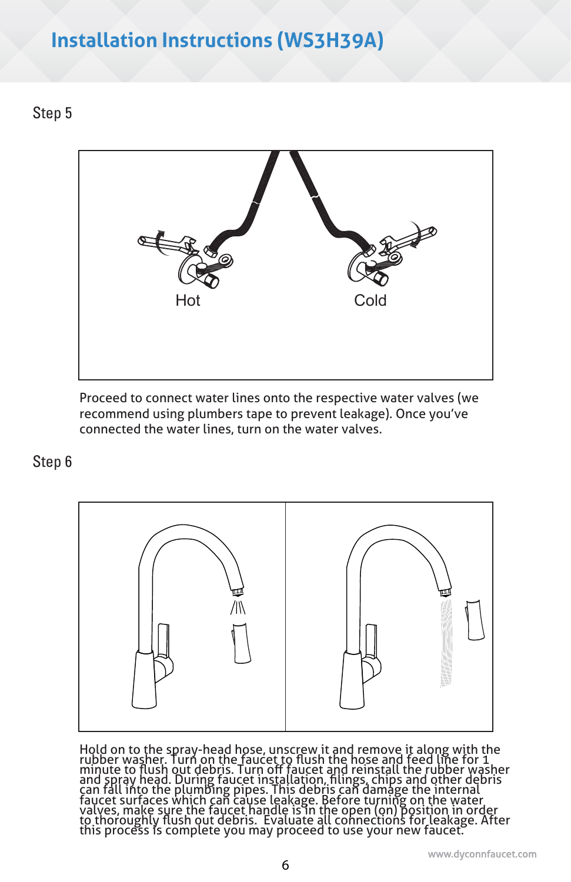# Installation Instructions (WS3H39A)

## Step 5

Hot

Cold

Proceed to connect water lines onto the respective water valves (we recommend using plumbers tape to prevent leakage). Once you've connected the water lines, turn on the water valves.

## Step 6

Hold on to the spray-head hose, unscrew it and remove it along with the rubber washer. Turn on the faucet to flush the hose and feed line for 1 minute to flush out debris. Turn off faucet and reinstall the rubber washer and spray head. During faucet installation, filings, chips and other debris can fall into the plumbing pipes. This debris can damage the internal faucet surfaces which can cause leakage. Before turning on the water valves, make sure the faucet handle is in the open (on) position in order to thoroughly flush out debris. Evaluate all connections for leakage. After this process is complete you may proceed to use your new faucet.

www.dyconnfaucet.com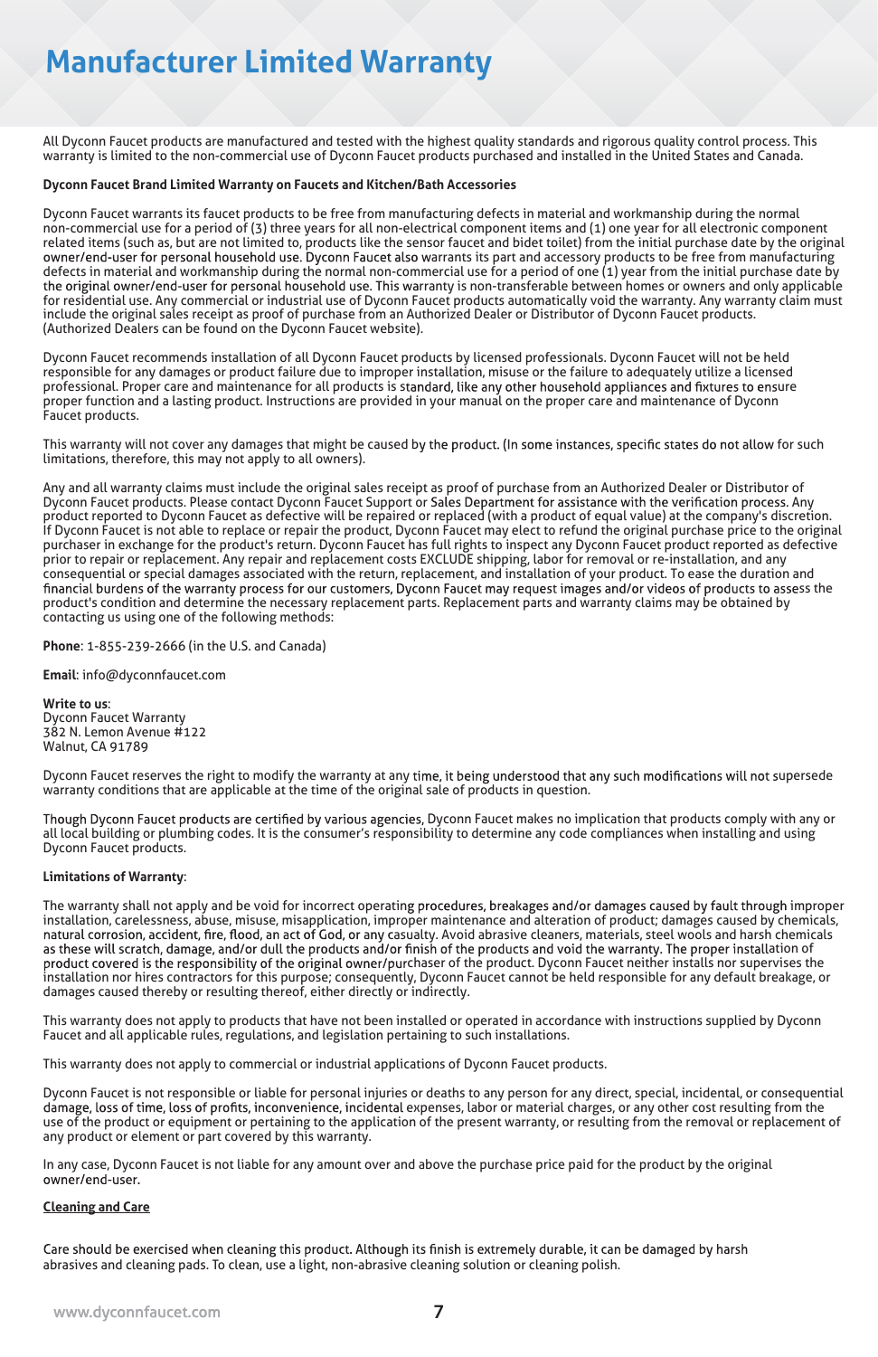# Manufacturer Limited Warranty

All Dyconn Faucet products are manufactured and tested with the highest quality standards and rigorous quality control process. This warranty is limited to the non-commercial use of Dyconn Faucet products purchased and installed in the United States and Canada.

**Dyconn Faucet Brand Limited Warranty on Faucets and Kitchen/Bath Accessories**

Dyconn Faucet warrants its faucet products to be free from manufacturing defects in material and workmanship during the normal non-commercial use for a period of (3) three years for all non-electrical component items and (1) one year for all electronic component related items (such as, but are not limited to, products like the sensor faucet and bidet toilet) from the initial purchase date by the original owner/end-user for personal household use. Dyconn Faucet also warrants its part and accessory products to be free from manufacturing defects in material and workmanship during the normal non-commercial use for a period of one (1) year from the initial purchase date by the original owner/end-user for personal household use. This warranty is non-transferable between homes or owners and only applicable for residential use. Any commercial or industrial use of Dyconn Faucet products automatically void the warranty. Any warranty claim must include the original sales receipt as proof of purchase from an Authorized Dealer or Distributor of Dyconn Faucet products. (Authorized Dealers can be found on the Dyconn Faucet website).

Dyconn Faucet recommends installation of all Dyconn Faucet products by licensed professionals. Dyconn Faucet will not be held responsible for any damages or product failure due to improper installation, misuse or the failure to adequately utilize a licensed professional. Proper care and maintenance for all products is standard, like any other household appliances and fixtures to ensure proper function and a lasting product. Instructions are provided in your manual on the proper care and maintenance of Dyconn Faucet products.

This warranty will not cover any damages that might be caused by the product. (In some instances, specific states do not allow for such limitations, therefore, this may not apply to all owners).

Any and all warranty claims must include the original sales receipt as proof of purchase from an Authorized Dealer or Distributor of Dyconn Faucet products. Please contact Dyconn Faucet Support or Sales Department for assistance with the verification process. Any product reported to Dyconn Faucet as defective will be repaired or replaced (with a product of equal value) at the company's discretion. If Dyconn Faucet is not able to replace or repair the product, Dyconn Faucet may elect to refund the original purchase price to the original purchaser in exchange for the product's return. Dyconn Faucet has full rights to inspect any Dyconn Faucet product reported as defective prior to repair or replacement. Any repair and replacement costs EXCLUDE shipping, labor for removal or re-installation, and any consequential or special damages associated with the return, replacement, and installation of your product. To ease the duration and financial burdens of the warranty process for our customers, Dyconn Faucet may request images and/or videos of products to assess the product's condition and determine the necessary replacement parts. Replacement parts and warranty claims may be obtained by contacting us using one of the following methods:

**Phone**: 1-855-239-2666 (in the U.S. and Canada)

**Email**: info@dyconnfaucet.com

**Write to us**:
Dyconn Faucet Warranty
382 N. Lemon Avenue #122
Walnut, CA 91789

Dyconn Faucet reserves the right to modify the warranty at any time, it being understood that any such modifications will not supersede warranty conditions that are applicable at the time of the original sale of products in question.

Though Dyconn Faucet products are certified by various agencies, Dyconn Faucet makes no implication that products comply with any or all local building or plumbing codes. It is the consumer's responsibility to determine any code compliances when installing and using Dyconn Faucet products.

**Limitations of Warranty**:

The warranty shall not apply and be void for incorrect operating procedures, breakages and/or damages caused by fault through improper installation, carelessness, abuse, misuse, misapplication, improper maintenance and alteration of product; damages caused by chemicals, natural corrosion, accident, fire, flood, an act of God, or any casualty. Avoid abrasive cleaners, materials, steel wools and harsh chemicals as these will scratch, damage, and/or dull the products and/or finish of the products and void the warranty. The proper installation of product covered is the responsibility of the original owner/purchaser of the product. Dyconn Faucet neither installs nor supervises the installation nor hires contractors for this purpose; consequently, Dyconn Faucet cannot be held responsible for any default breakage, or damages caused thereby or resulting thereof, either directly or indirectly.

This warranty does not apply to products that have not been installed or operated in accordance with instructions supplied by Dyconn Faucet and all applicable rules, regulations, and legislation pertaining to such installations.

This warranty does not apply to commercial or industrial applications of Dyconn Faucet products.

Dyconn Faucet is not responsible or liable for personal injuries or deaths to any person for any direct, special, incidental, or consequential damage, loss of time, loss of profits, inconvenience, incidental expenses, labor or material charges, or any other cost resulting from the use of the product or equipment or pertaining to the application of the present warranty, or resulting from the removal or replacement of any product or element or part covered by this warranty.

In any case, Dyconn Faucet is not liable for any amount over and above the purchase price paid for the product by the original owner/end-user.

**Cleaning and Care**

Care should be exercised when cleaning this product. Although its finish is extremely durable, it can be damaged by harsh abrasives and cleaning pads. To clean, use a light, non-abrasive cleaning solution or cleaning polish.